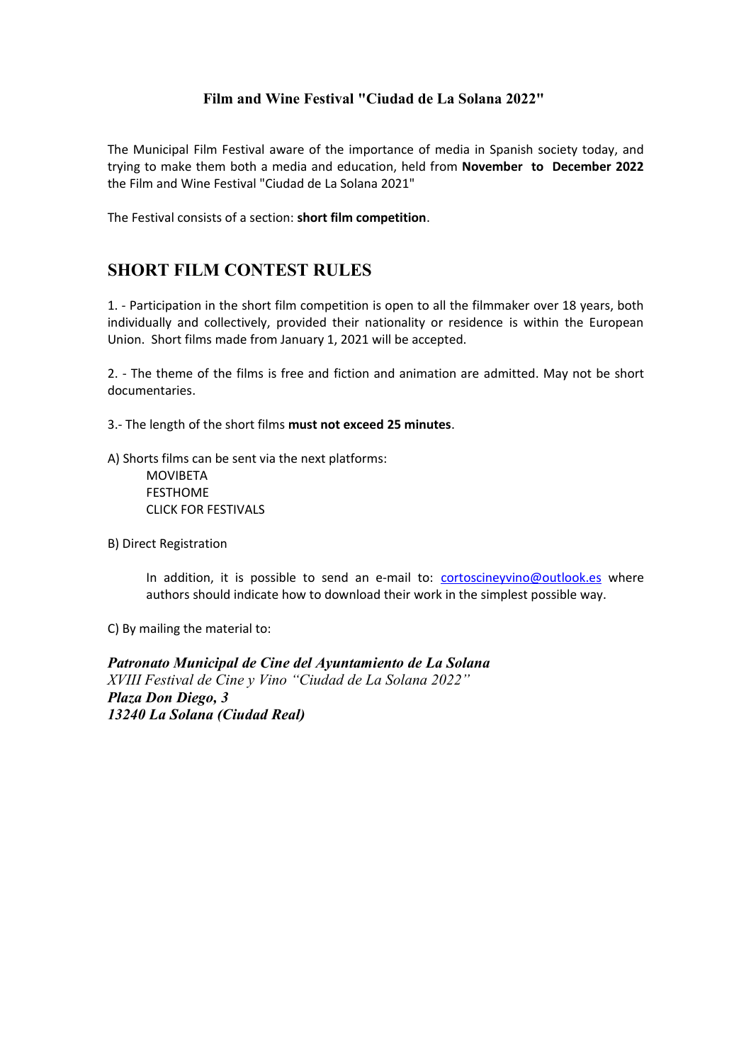**Film and Wine Festival "Ciudad de La Solana 2022"**

The Municipal Film Festival aware of the importance of media in Spanish society today, and trying to make them both a media and education, held from **November to December 2022** the Film and Wine Festival "Ciudad de La Solana 2021"

The Festival consists of a section: **short film competition**.

## SHORT FILM CONTEST RULES

1. - Participation in the short film competition is open to all the filmmaker over 18 years, both individually and collectively, provided their nationality or residence is within the European Union. Short films made from January 1, 2021 will be accepted.

2. - The theme of the films is free and fiction and animation are admitted. May not be short documentaries.

3.- The length of the short films **must not exceed 25 minutes**.

A) Shorts films can be sent via the next platforms:

  MOVIBETA
  FESTHOME
  CLICK FOR FESTIVALS

B) Direct Registration

  In addition, it is possible to send an e-mail to: cortoscineyvino@outlook.es where authors should indicate how to download their work in the simplest possible way.

C) By mailing the material to:

***Patronato Municipal de Cine del Ayuntamiento de La Solana***
*XVIII Festival de Cine y Vino "Ciudad de La Solana 2022"*
***Plaza Don Diego, 3***
***13240 La Solana (Ciudad Real)***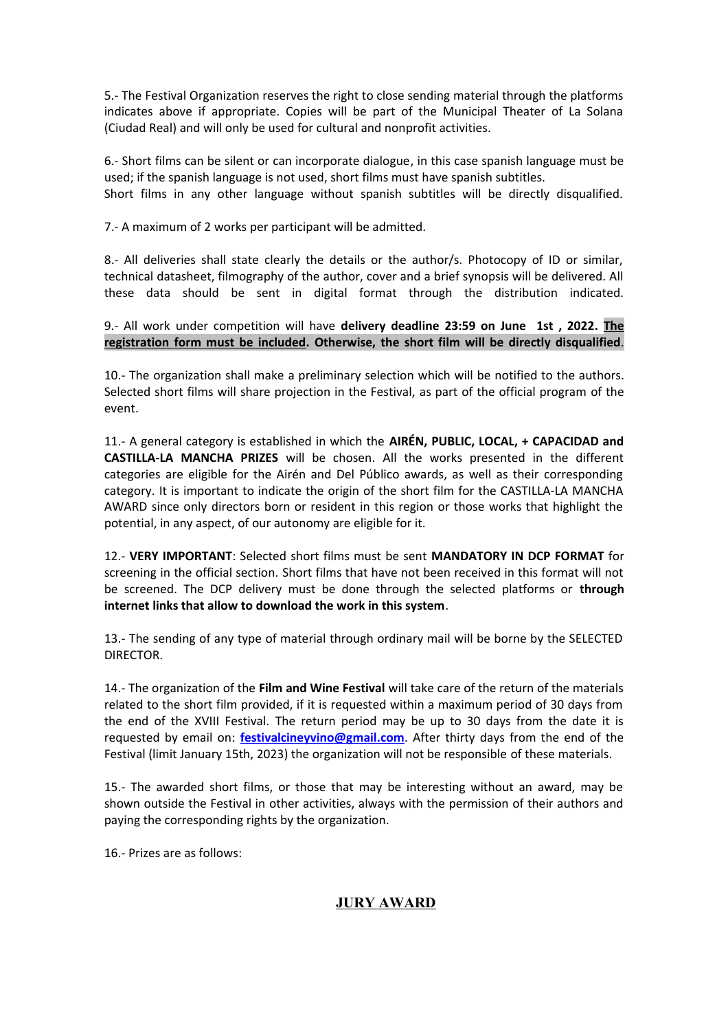5.- The Festival Organization reserves the right to close sending material through the platforms indicates above if appropriate. Copies will be part of the Municipal Theater of La Solana (Ciudad Real) and will only be used for cultural and nonprofit activities.

6.- Short films can be silent or can incorporate dialogue, in this case spanish language must be used; if the spanish language is not used, short films must have spanish subtitles.
Short films in any other language without spanish subtitles will be directly disqualified.

7.- A maximum of 2 works per participant will be admitted.

8.- All deliveries shall state clearly the details or the author/s. Photocopy of ID or similar, technical datasheet, filmography of the author, cover and a brief synopsis will be delivered. All these data should be sent in digital format through the distribution indicated.

9.- All work under competition will have **delivery deadline 23:59 on June 1st , 2022. The registration form must be included. Otherwise, the short film will be directly disqualified**.

10.- The organization shall make a preliminary selection which will be notified to the authors. Selected short films will share projection in the Festival, as part of the official program of the event.

11.- A general category is established in which the **AIRÉN, PUBLIC, LOCAL, + CAPACIDAD and CASTILLA-LA MANCHA PRIZES** will be chosen. All the works presented in the different categories are eligible for the Airén and Del Público awards, as well as their corresponding category. It is important to indicate the origin of the short film for the CASTILLA-LA MANCHA AWARD since only directors born or resident in this region or those works that highlight the potential, in any aspect, of our autonomy are eligible for it.

12.- **VERY IMPORTANT**: Selected short films must be sent **MANDATORY IN DCP FORMAT** for screening in the official section. Short films that have not been received in this format will not be screened. The DCP delivery must be done through the selected platforms or **through internet links that allow to download the work in this system**.

13.- The sending of any type of material through ordinary mail will be borne by the SELECTED DIRECTOR.

14.- The organization of the **Film and Wine Festival** will take care of the return of the materials related to the short film provided, if it is requested within a maximum period of 30 days from the end of the XVIII Festival. The return period may be up to 30 days from the date it is requested by email on: **festivalcineyvino@gmail.com**. After thirty days from the end of the Festival (limit January 15th, 2023) the organization will not be responsible of these materials.

15.- The awarded short films, or those that may be interesting without an award, may be shown outside the Festival in other activities, always with the permission of their authors and paying the corresponding rights by the organization.

16.- Prizes are as follows:

## JURY AWARD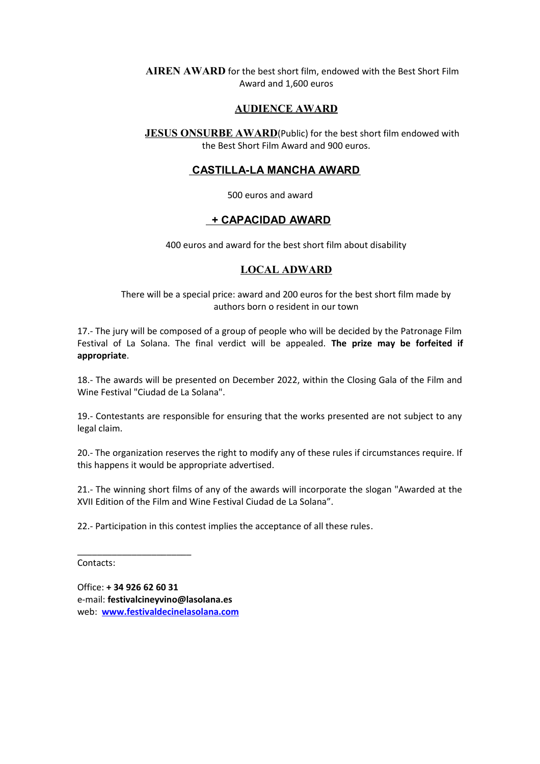**AIREN AWARD** for the best short film, endowed with the Best Short Film Award and 1,600 euros

## AUDIENCE AWARD

**JESUS ONSURBE AWARD**(Public) for the best short film endowed with the Best Short Film Award and 900 euros.

## CASTILLA-LA MANCHA AWARD

500 euros and award

## + CAPACIDAD AWARD

400 euros and award for the best short film about disability

## LOCAL ADWARD

There will be a special price: award and 200 euros for the best short film made by authors born o resident in our town

17.- The jury will be composed of a group of people who will be decided by the Patronage Film Festival of La Solana. The final verdict will be appealed. **The prize may be forfeited if appropriate**.

18.- The awards will be presented on December 2022, within the Closing Gala of the Film and Wine Festival "Ciudad de La Solana".

19.- Contestants are responsible for ensuring that the works presented are not subject to any legal claim.

20.- The organization reserves the right to modify any of these rules if circumstances require. If this happens it would be appropriate advertised.

21.- The winning short films of any of the awards will incorporate the slogan "Awarded at the XVII Edition of the Film and Wine Festival Ciudad de La Solana".

22.- Participation in this contest implies the acceptance of all these rules.

\_\_\_\_\_\_\_\_\_\_\_\_\_\_\_\_\_\_\_\_\_\_\_

Contacts:

Office: **+ 34 926 62 60 31**
e-mail: **festivalcineyvino@lasolana.es**
web: **[www.festivaldecinelasolana.com](http://www.festivaldecinelasolana.com)**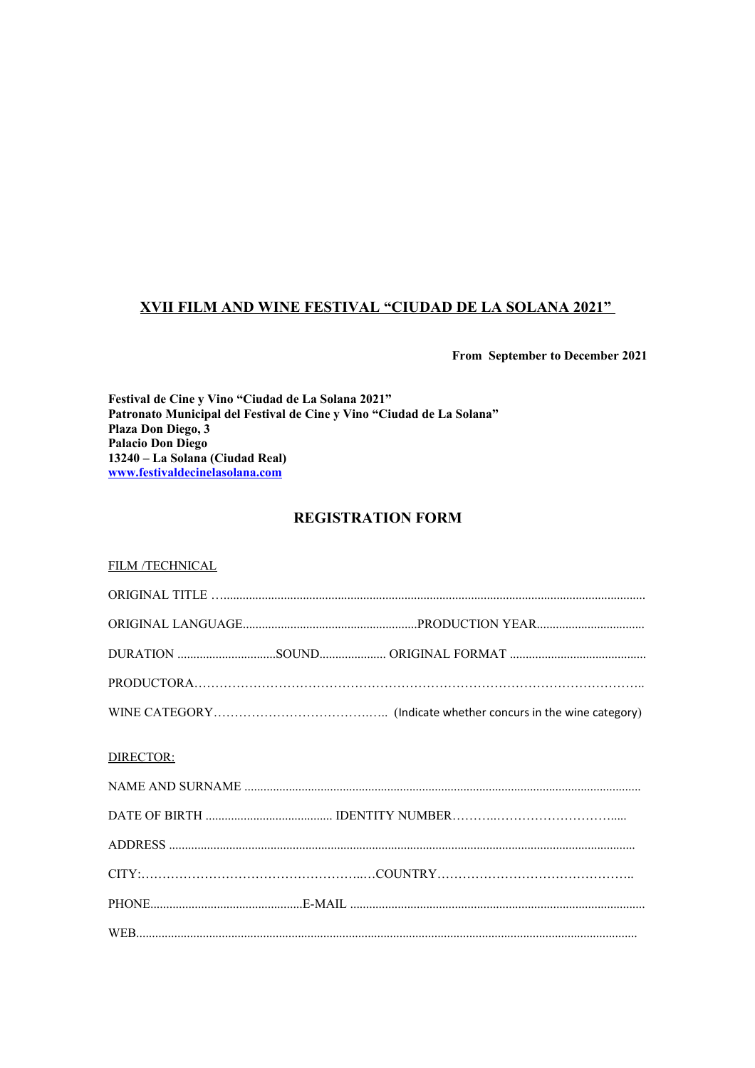## XVII FILM AND WINE FESTIVAL "CIUDAD DE LA SOLANA 2021"

**From September to December 2021**

**Festival de Cine y Vino "Ciudad de La Solana 2021"**
**Patronato Municipal del Festival de Cine y Vino "Ciudad de La Solana"**
**Plaza Don Diego, 3**
**Palacio Don Diego**
**13240 – La Solana (Ciudad Real)**
**[www.festivaldecinelasolana.com](http://www.festivaldecinelasolana.com)**

## REGISTRATION FORM

FILM /TECHNICAL

ORIGINAL TITLE …....................................................................................................................................

ORIGINAL LANGUAGE......................................................PRODUCTION YEAR.................................

DURATION ...............................SOUND..................... ORIGINAL FORMAT ..........................................

PRODUCTORA…………………………………………………………………………………………..

WINE CATEGORY…………………………….…….. (Indicate whether concurs in the wine category)

DIRECTOR:

NAME AND SURNAME ...........................................................................................................................

DATE OF BIRTH ....................................... IDENTITY NUMBER………..………………………….....

ADDRESS ...................................................................................................................................................

CITY:…………………………………………..…COUNTRY……………………………………..

PHONE...............................................E-MAIL ............................................................................................

WEB...........................................................................................................................................................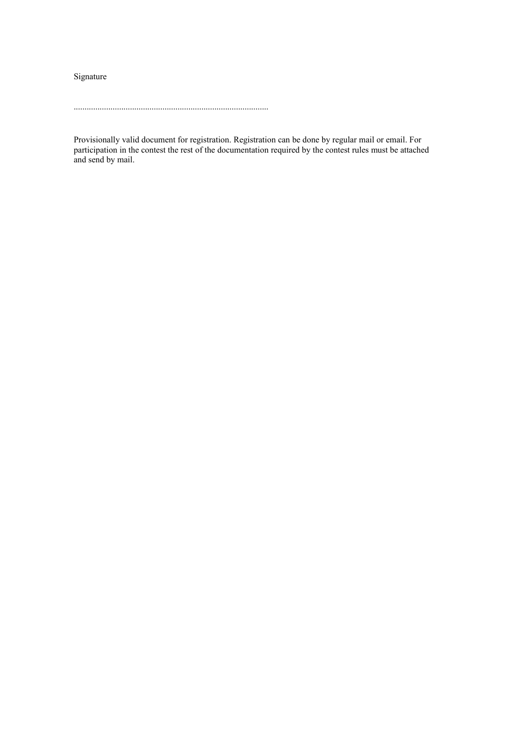Signature

..........................................................................................

Provisionally valid document for registration. Registration can be done by regular mail or email. For participation in the contest the rest of the documentation required by the contest rules must be attached and send by mail.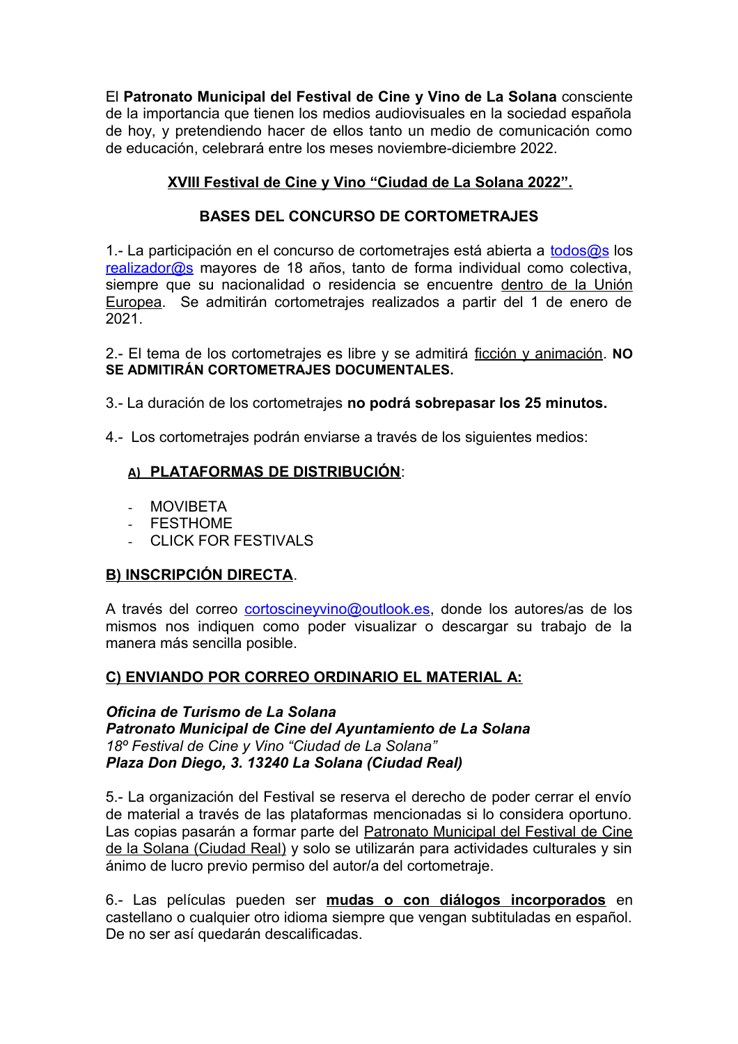El **Patronato Municipal del Festival de Cine y Vino de La Solana** consciente de la importancia que tienen los medios audiovisuales en la sociedad española de hoy, y pretendiendo hacer de ellos tanto un medio de comunicación como de educación, celebrará entre los meses noviembre-diciembre 2022.

## XVIII Festival de Cine y Vino "Ciudad de La Solana 2022".

## BASES DEL CONCURSO DE CORTOMETRAJES

1.- La participación en el concurso de cortometrajes está abierta a todos@s los realizador@s mayores de 18 años, tanto de forma individual como colectiva, siempre que su nacionalidad o residencia se encuentre dentro de la Unión Europea. Se admitirán cortometrajes realizados a partir del 1 de enero de 2021.

2.- El tema de los cortometrajes es libre y se admitirá ficción y animación. **NO SE ADMITIRÁN CORTOMETRAJES DOCUMENTALES.**

3.- La duración de los cortometrajes **no podrá sobrepasar los 25 minutos.**

4.- Los cortometrajes podrán enviarse a través de los siguientes medios:

**A) PLATAFORMAS DE DISTRIBUCIÓN**:

- MOVIBETA
- FESTHOME
- CLICK FOR FESTIVALS

**B) INSCRIPCIÓN DIRECTA**.

A través del correo cortoscineyvino@outlook.es, donde los autores/as de los mismos nos indiquen como poder visualizar o descargar su trabajo de la manera más sencilla posible.

**C) ENVIANDO POR CORREO ORDINARIO EL MATERIAL A:**

***Oficina de Turismo de La Solana***
***Patronato Municipal de Cine del Ayuntamiento de La Solana***
*18º Festival de Cine y Vino "Ciudad de La Solana"*
***Plaza Don Diego, 3. 13240 La Solana (Ciudad Real)***

5.- La organización del Festival se reserva el derecho de poder cerrar el envío de material a través de las plataformas mencionadas si lo considera oportuno. Las copias pasarán a formar parte del Patronato Municipal del Festival de Cine de la Solana (Ciudad Real) y solo se utilizarán para actividades culturales y sin ánimo de lucro previo permiso del autor/a del cortometraje.

6.- Las películas pueden ser **mudas o con diálogos incorporados** en castellano o cualquier otro idioma siempre que vengan subtituladas en español. De no ser así quedarán descalificadas.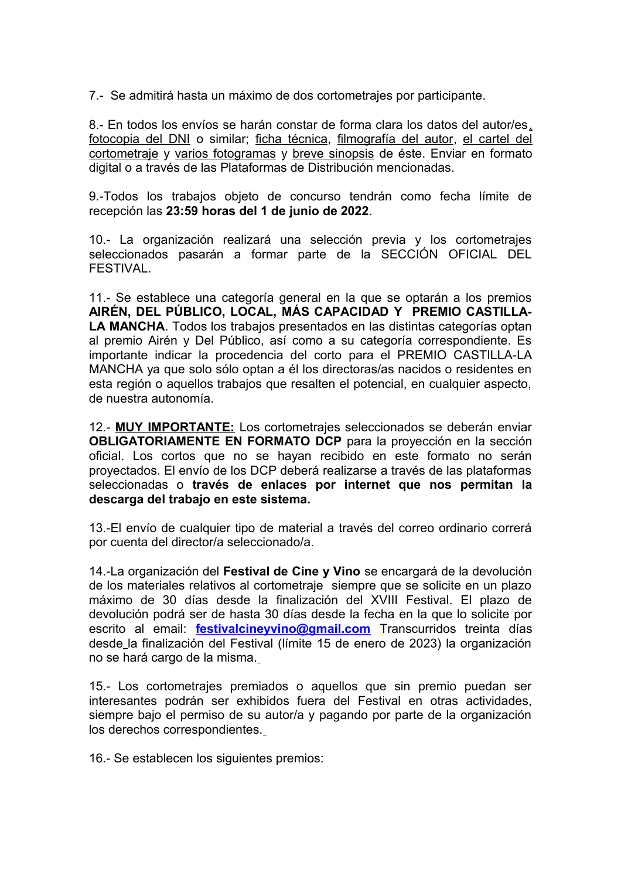7.- Se admitirá hasta un máximo de dos cortometrajes por participante.

8.- En todos los envíos se harán constar de forma clara los datos del autor/es, fotocopia del DNI o similar; ficha técnica, filmografía del autor, el cartel del cortometraje y varios fotogramas y breve sinopsis de éste. Enviar en formato digital o a través de las Plataformas de Distribución mencionadas.

9.-Todos los trabajos objeto de concurso tendrán como fecha límite de recepción las **23:59 horas del 1 de junio de 2022**.

10.- La organización realizará una selección previa y los cortometrajes seleccionados pasarán a formar parte de la SECCIÓN OFICIAL DEL FESTIVAL.

11.- Se establece una categoría general en la que se optarán a los premios **AIRÉN, DEL PÚBLICO, LOCAL, MÁS CAPACIDAD Y PREMIO CASTILLA-LA MANCHA**. Todos los trabajos presentados en las distintas categorías optan al premio Airén y Del Público, así como a su categoría correspondiente. Es importante indicar la procedencia del corto para el PREMIO CASTILLA-LA MANCHA ya que solo sólo optan a él los directoras/as nacidos o residentes en esta región o aquellos trabajos que resalten el potencial, en cualquier aspecto, de nuestra autonomía.

12.- **MUY IMPORTANTE:** Los cortometrajes seleccionados se deberán enviar **OBLIGATORIAMENTE EN FORMATO DCP** para la proyección en la sección oficial. Los cortos que no se hayan recibido en este formato no serán proyectados. El envío de los DCP deberá realizarse a través de las plataformas seleccionadas o **través de enlaces por internet que nos permitan la descarga del trabajo en este sistema.**

13.-El envío de cualquier tipo de material a través del correo ordinario correrá por cuenta del director/a seleccionado/a.

14.-La organización del **Festival de Cine y Vino** se encargará de la devolución de los materiales relativos al cortometraje siempre que se solicite en un plazo máximo de 30 días desde la finalización del XVIII Festival. El plazo de devolución podrá ser de hasta 30 días desde la fecha en la que lo solicite por escrito al email: **festivalcineyvino@gmail.com** Transcurridos treinta días desde la finalización del Festival (límite 15 de enero de 2023) la organización no se hará cargo de la misma.

15.- Los cortometrajes premiados o aquellos que sin premio puedan ser interesantes podrán ser exhibidos fuera del Festival en otras actividades, siempre bajo el permiso de su autor/a y pagando por parte de la organización los derechos correspondientes.

16.- Se establecen los siguientes premios: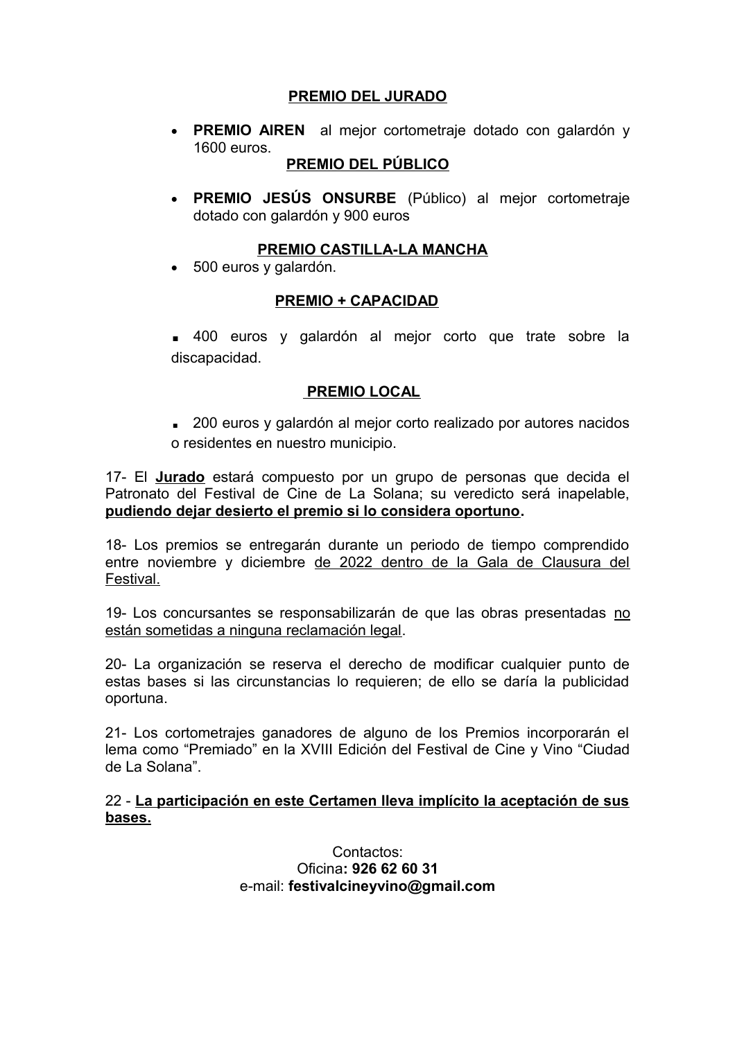**PREMIO DEL JURADO**

- **PREMIO AIREN** al mejor cortometraje dotado con galardón y 1600 euros.

**PREMIO DEL PÚBLICO**

- **PREMIO JESÚS ONSURBE** (Público) al mejor cortometraje dotado con galardón y 900 euros

**PREMIO CASTILLA-LA MANCHA**

- 500 euros y galardón.

**PREMIO + CAPACIDAD**

- 400 euros y galardón al mejor corto que trate sobre la discapacidad.

**PREMIO LOCAL**

- 200 euros y galardón al mejor corto realizado por autores nacidos o residentes en nuestro municipio.

17- El **Jurado** estará compuesto por un grupo de personas que decida el Patronato del Festival de Cine de La Solana; su veredicto será inapelable, **pudiendo dejar desierto el premio si lo considera oportuno.**

18- Los premios se entregarán durante un periodo de tiempo comprendido entre noviembre y diciembre de 2022 dentro de la Gala de Clausura del Festival.

19- Los concursantes se responsabilizarán de que las obras presentadas no están sometidas a ninguna reclamación legal.

20- La organización se reserva el derecho de modificar cualquier punto de estas bases si las circunstancias lo requieren; de ello se daría la publicidad oportuna.

21- Los cortometrajes ganadores de alguno de los Premios incorporarán el lema como "Premiado" en la XVIII Edición del Festival de Cine y Vino "Ciudad de La Solana".

22 - **La participación en este Certamen lleva implícito la aceptación de sus bases.**

Contactos:
Oficina**: 926 62 60 31**
e-mail: **festivalcineyvino@gmail.com**